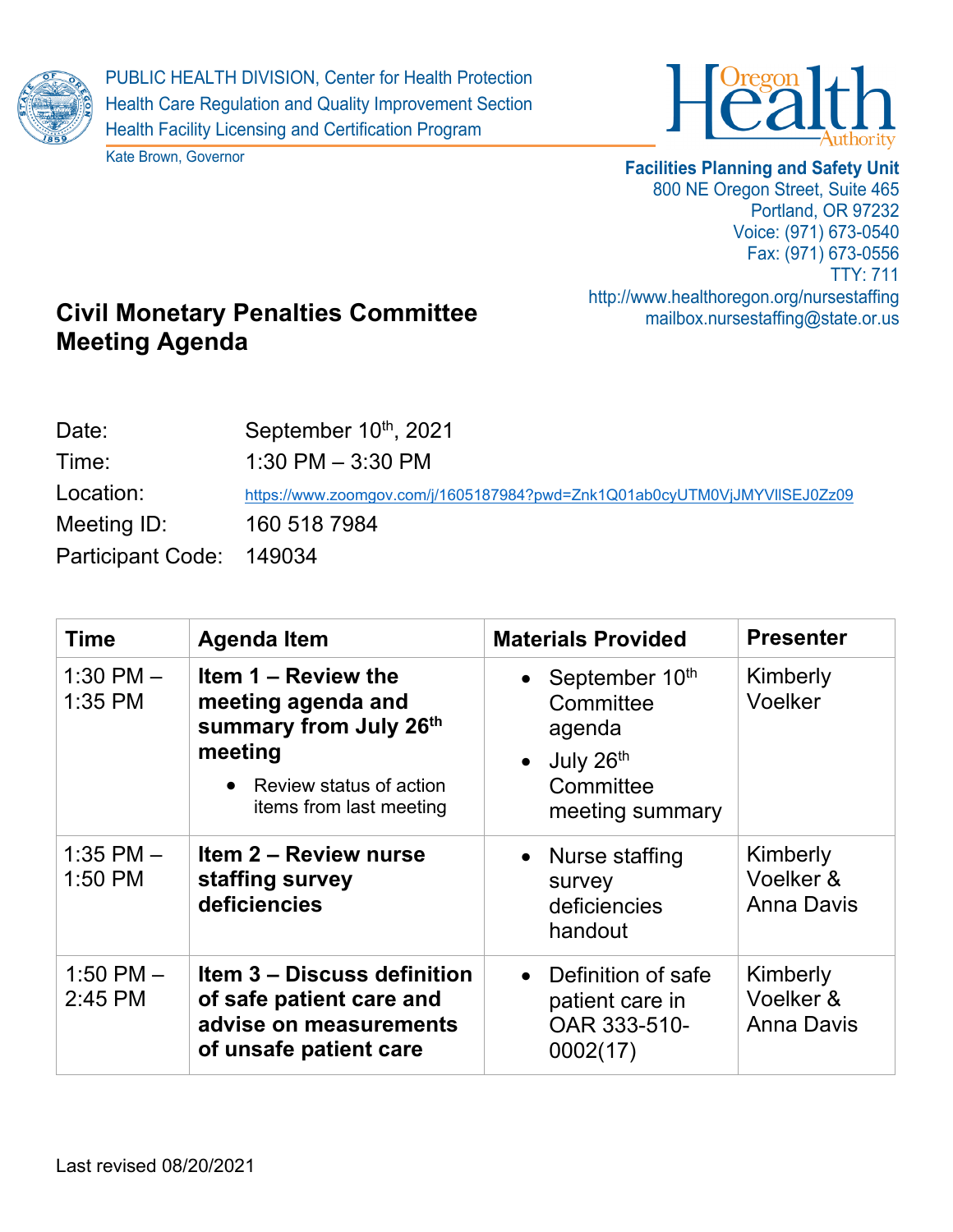PUBLIC HEALTH DIVISION, Center for Health Protection
Health Care Regulation and Quality Improvement Section
Health Facility Licensing and Certification Program

Kate Brown, Governor

Oregon Health Authority

**Facilities Planning and Safety Unit**
800 NE Oregon Street, Suite 465
Portland, OR 97232
Voice: (971) 673-0540
Fax: (971) 673-0556
TTY: 711
http://www.healthoregon.org/nursestaffing
mailbox.nursestaffing@state.or.us

# Civil Monetary Penalties Committee Meeting Agenda

Date: September 10th, 2021
Time: 1:30 PM – 3:30 PM
Location: https://www.zoomgov.com/j/1605187984?pwd=Znk1Q01ab0cyUTM0VjJMYVllSEJ0Zz09
Meeting ID: 160 518 7984
Participant Code: 149034

| Time | Agenda Item | Materials Provided | Presenter |
|---|---|---|---|
| 1:30 PM – 1:35 PM | **Item 1 – Review the meeting agenda and summary from July 26th meeting**<br>• Review status of action items from last meeting | • September 10th Committee agenda<br>• July 26th Committee meeting summary | Kimberly Voelker |
| 1:35 PM – 1:50 PM | **Item 2 – Review nurse staffing survey deficiencies** | • Nurse staffing survey deficiencies handout | Kimberly Voelker & Anna Davis |
| 1:50 PM – 2:45 PM | **Item 3 – Discuss definition of safe patient care and advise on measurements of unsafe patient care** | • Definition of safe patient care in OAR 333-510-0002(17) | Kimberly Voelker & Anna Davis |

Last revised 08/20/2021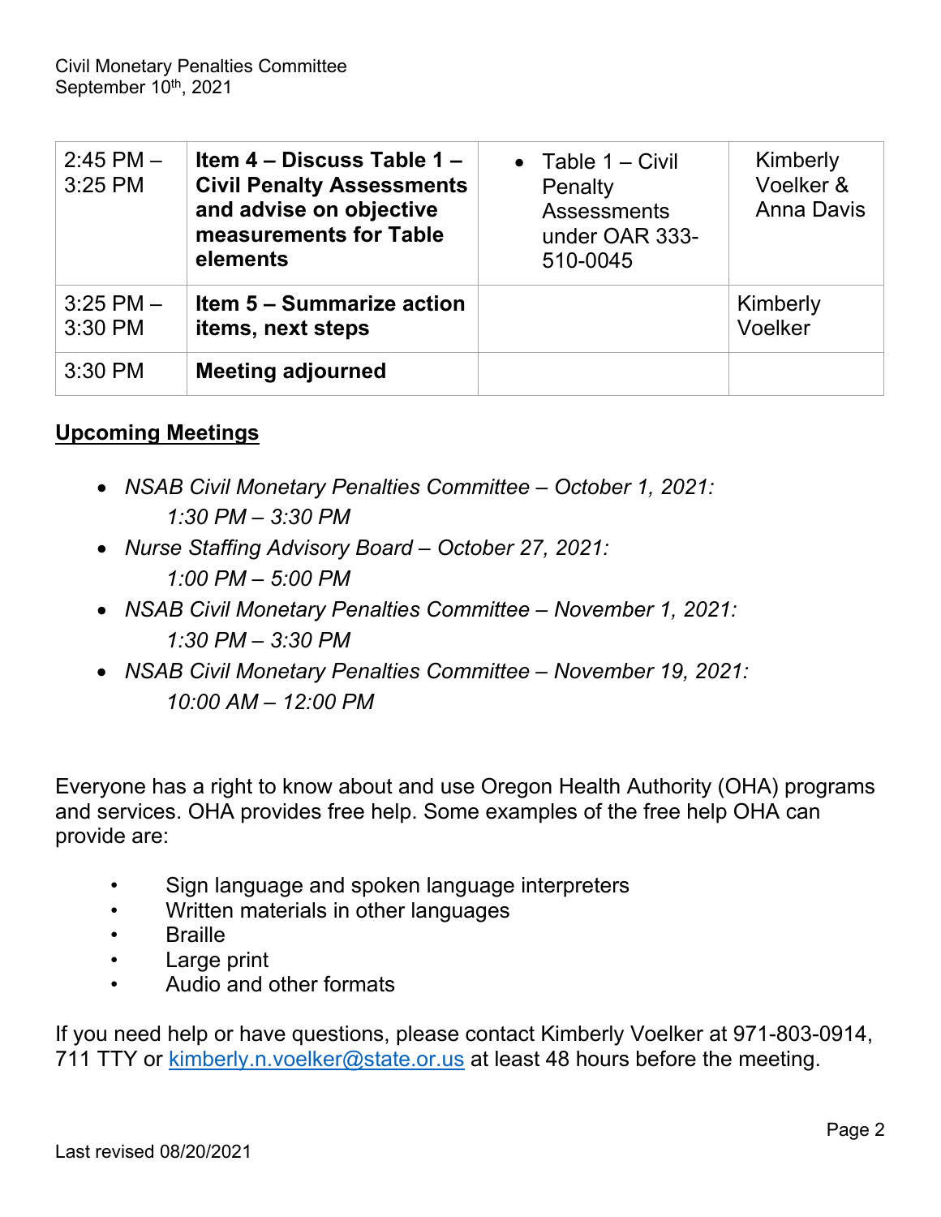| | | | |
|---|---|---|---|
| 2:45 PM – 3:25 PM | **Item 4 – Discuss Table 1 – Civil Penalty Assessments and advise on objective measurements for Table elements** | • Table 1 – Civil Penalty Assessments under OAR 333-510-0045 | Kimberly Voelker & Anna Davis |
| 3:25 PM – 3:30 PM | **Item 5 – Summarize action items, next steps** | | Kimberly Voelker |
| 3:30 PM | **Meeting adjourned** | | |

## Upcoming Meetings

- *NSAB Civil Monetary Penalties Committee – October 1, 2021: 1:30 PM – 3:30 PM*
- *Nurse Staffing Advisory Board – October 27, 2021: 1:00 PM – 5:00 PM*
- *NSAB Civil Monetary Penalties Committee – November 1, 2021: 1:30 PM – 3:30 PM*
- *NSAB Civil Monetary Penalties Committee – November 19, 2021: 10:00 AM – 12:00 PM*

Everyone has a right to know about and use Oregon Health Authority (OHA) programs and services. OHA provides free help. Some examples of the free help OHA can provide are:

- Sign language and spoken language interpreters
- Written materials in other languages
- Braille
- Large print
- Audio and other formats

If you need help or have questions, please contact Kimberly Voelker at 971-803-0914, 711 TTY or kimberly.n.voelker@state.or.us at least 48 hours before the meeting.

Last revised 08/20/2021